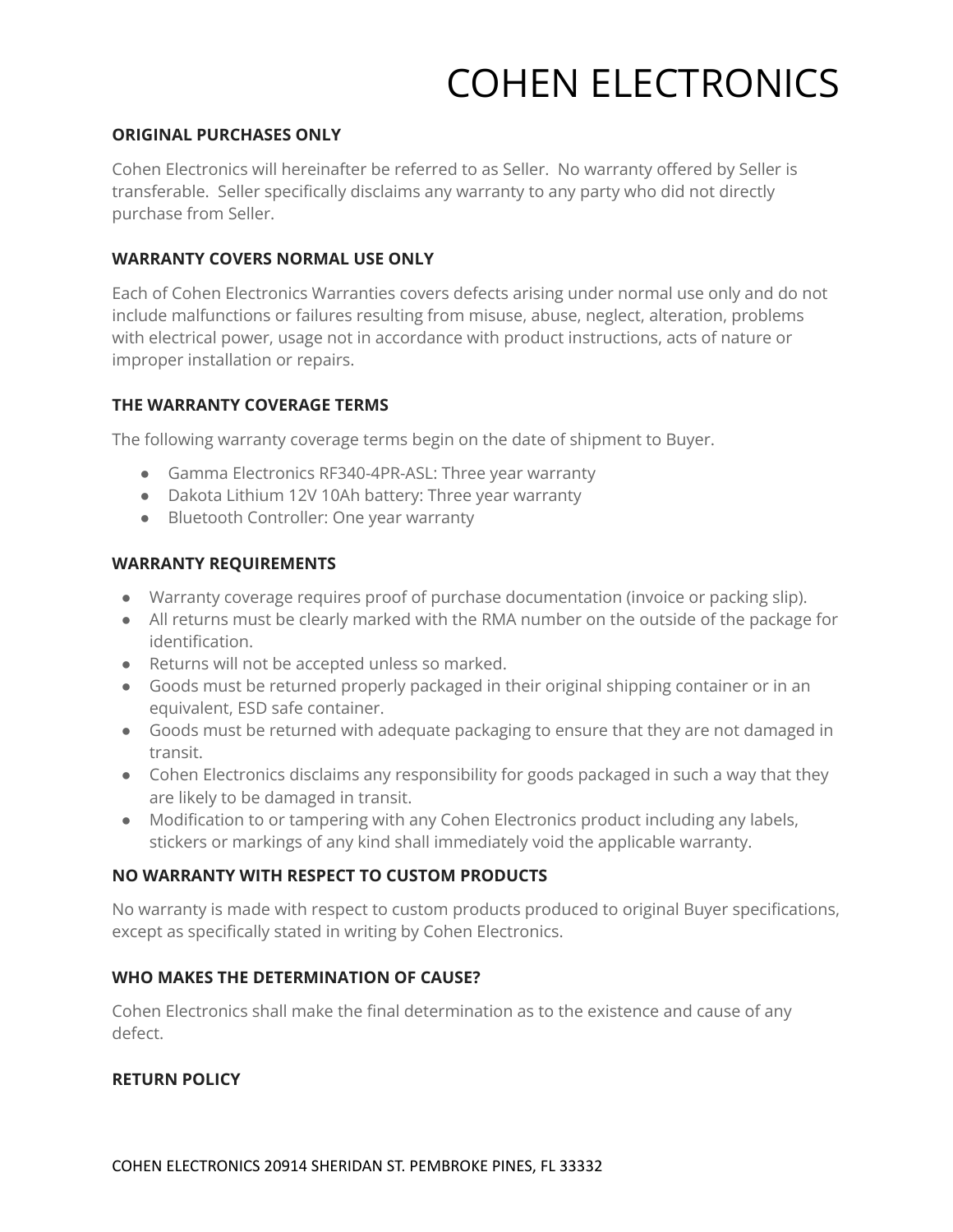# COHEN ELECTRONICS

**ORIGINAL PURCHASES ONLY**

Cohen Electronics will hereinafter be referred to as Seller. No warranty offered by Seller is transferable. Seller specifically disclaims any warranty to any party who did not directly purchase from Seller.

**WARRANTY COVERS NORMAL USE ONLY**

Each of Cohen Electronics Warranties covers defects arising under normal use only and do not include malfunctions or failures resulting from misuse, abuse, neglect, alteration, problems with electrical power, usage not in accordance with product instructions, acts of nature or improper installation or repairs.

**THE WARRANTY COVERAGE TERMS**

The following warranty coverage terms begin on the date of shipment to Buyer.

- Gamma Electronics RF340-4PR-ASL: Three year warranty
- Dakota Lithium 12V 10Ah battery: Three year warranty
- Bluetooth Controller: One year warranty

**WARRANTY REQUIREMENTS**

- Warranty coverage requires proof of purchase documentation (invoice or packing slip).
- All returns must be clearly marked with the RMA number on the outside of the package for identification.
- Returns will not be accepted unless so marked.
- Goods must be returned properly packaged in their original shipping container or in an equivalent, ESD safe container.
- Goods must be returned with adequate packaging to ensure that they are not damaged in transit.
- Cohen Electronics disclaims any responsibility for goods packaged in such a way that they are likely to be damaged in transit.
- Modification to or tampering with any Cohen Electronics product including any labels, stickers or markings of any kind shall immediately void the applicable warranty.

**NO WARRANTY WITH RESPECT TO CUSTOM PRODUCTS**

No warranty is made with respect to custom products produced to original Buyer specifications, except as specifically stated in writing by Cohen Electronics.

**WHO MAKES THE DETERMINATION OF CAUSE?**

Cohen Electronics shall make the final determination as to the existence and cause of any defect.

**RETURN POLICY**

COHEN ELECTRONICS 20914 SHERIDAN ST. PEMBROKE PINES, FL 33332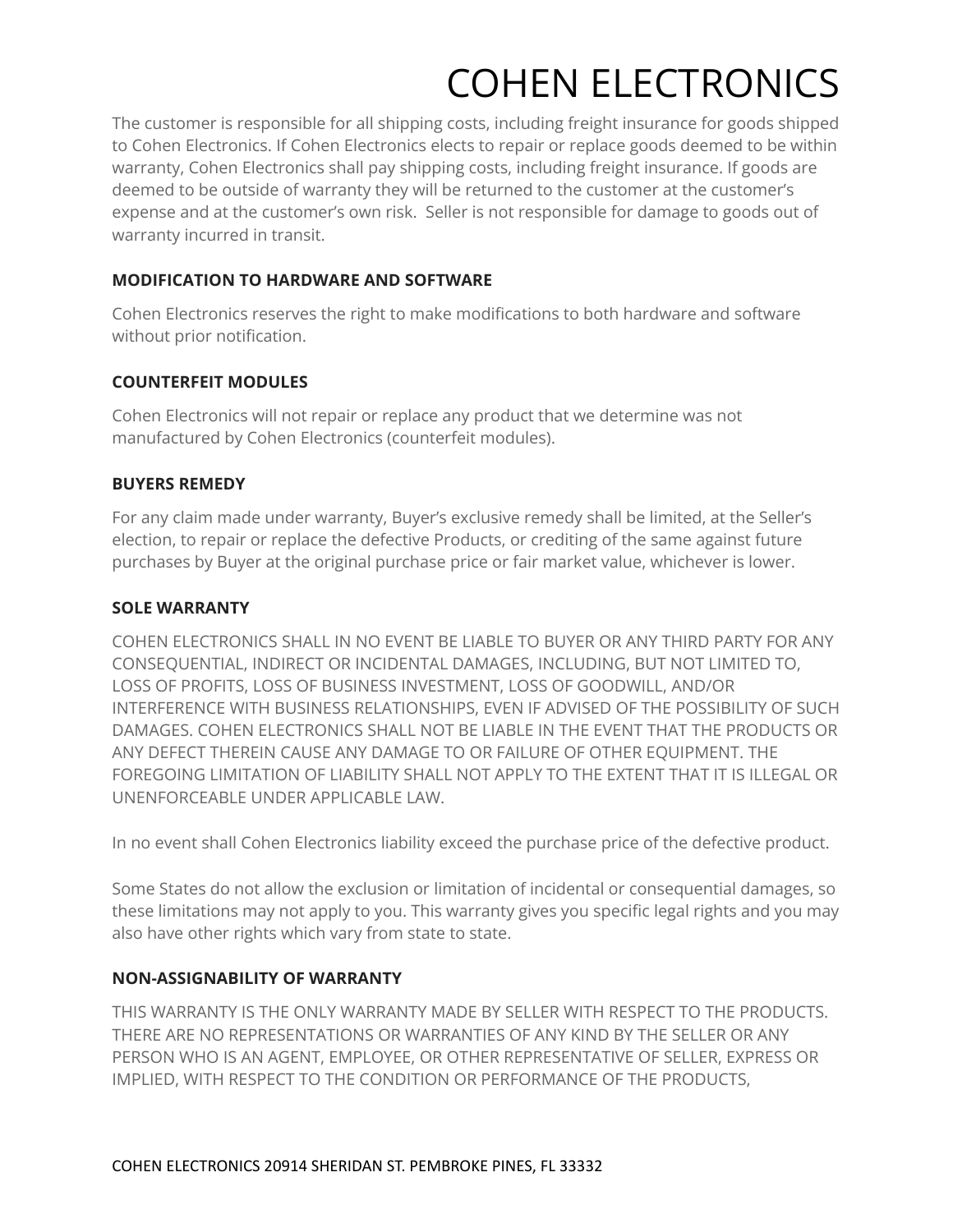# COHEN ELECTRONICS

The customer is responsible for all shipping costs, including freight insurance for goods shipped to Cohen Electronics. If Cohen Electronics elects to repair or replace goods deemed to be within warranty, Cohen Electronics shall pay shipping costs, including freight insurance. If goods are deemed to be outside of warranty they will be returned to the customer at the customer's expense and at the customer's own risk.  Seller is not responsible for damage to goods out of warranty incurred in transit.

**MODIFICATION TO HARDWARE AND SOFTWARE**

Cohen Electronics reserves the right to make modifications to both hardware and software without prior notification.

**COUNTERFEIT MODULES**

Cohen Electronics will not repair or replace any product that we determine was not manufactured by Cohen Electronics (counterfeit modules).

**BUYERS REMEDY**

For any claim made under warranty, Buyer's exclusive remedy shall be limited, at the Seller's election, to repair or replace the defective Products, or crediting of the same against future purchases by Buyer at the original purchase price or fair market value, whichever is lower.

**SOLE WARRANTY**

COHEN ELECTRONICS SHALL IN NO EVENT BE LIABLE TO BUYER OR ANY THIRD PARTY FOR ANY CONSEQUENTIAL, INDIRECT OR INCIDENTAL DAMAGES, INCLUDING, BUT NOT LIMITED TO, LOSS OF PROFITS, LOSS OF BUSINESS INVESTMENT, LOSS OF GOODWILL, AND/OR INTERFERENCE WITH BUSINESS RELATIONSHIPS, EVEN IF ADVISED OF THE POSSIBILITY OF SUCH DAMAGES. COHEN ELECTRONICS SHALL NOT BE LIABLE IN THE EVENT THAT THE PRODUCTS OR ANY DEFECT THEREIN CAUSE ANY DAMAGE TO OR FAILURE OF OTHER EQUIPMENT. THE FOREGOING LIMITATION OF LIABILITY SHALL NOT APPLY TO THE EXTENT THAT IT IS ILLEGAL OR UNENFORCEABLE UNDER APPLICABLE LAW.

In no event shall Cohen Electronics liability exceed the purchase price of the defective product.

Some States do not allow the exclusion or limitation of incidental or consequential damages, so these limitations may not apply to you. This warranty gives you specific legal rights and you may also have other rights which vary from state to state.

**NON-ASSIGNABILITY OF WARRANTY**

THIS WARRANTY IS THE ONLY WARRANTY MADE BY SELLER WITH RESPECT TO THE PRODUCTS. THERE ARE NO REPRESENTATIONS OR WARRANTIES OF ANY KIND BY THE SELLER OR ANY PERSON WHO IS AN AGENT, EMPLOYEE, OR OTHER REPRESENTATIVE OF SELLER, EXPRESS OR IMPLIED, WITH RESPECT TO THE CONDITION OR PERFORMANCE OF THE PRODUCTS,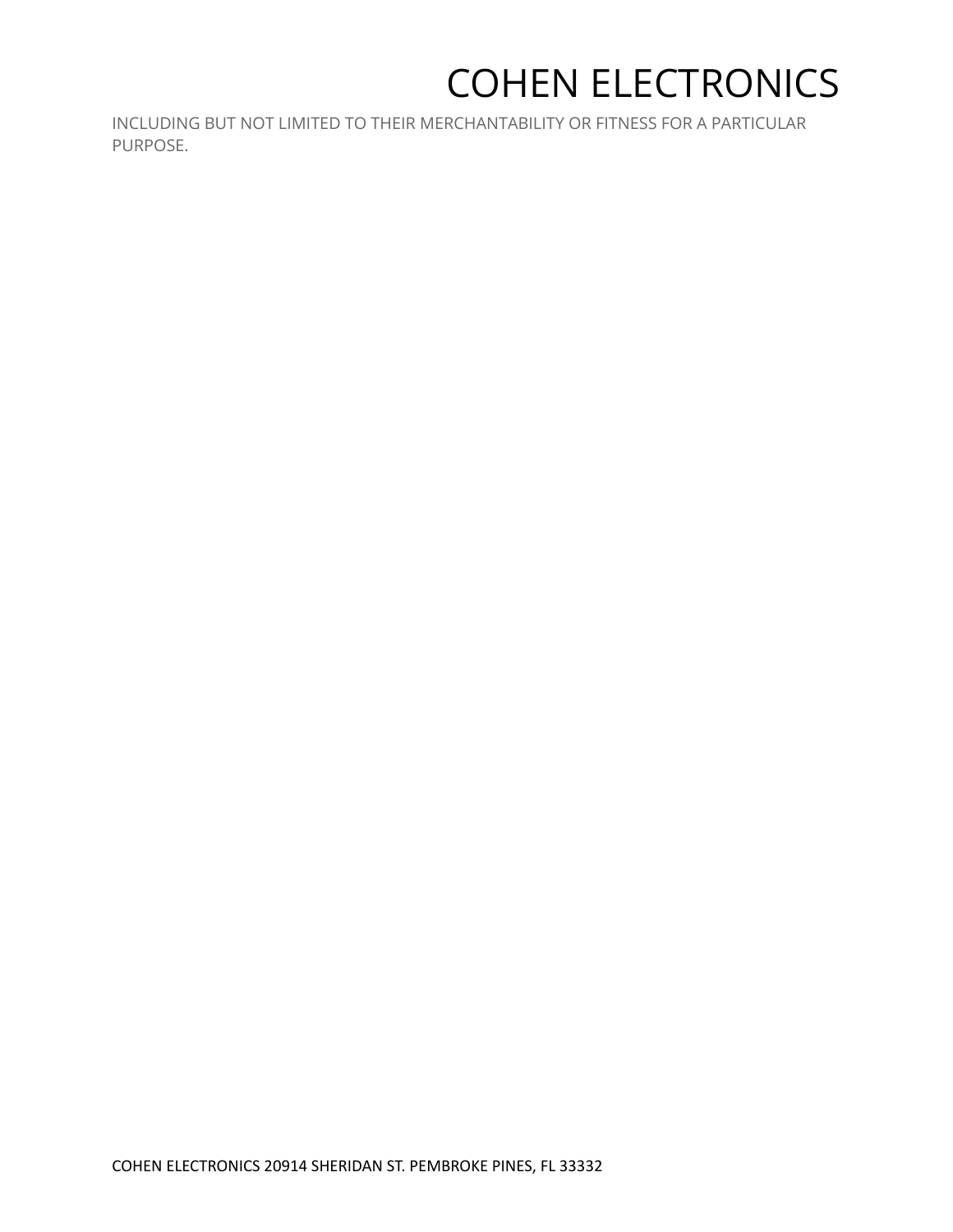INCLUDING BUT NOT LIMITED TO THEIR MERCHANTABILITY OR FITNESS FOR A PARTICULAR PURPOSE.